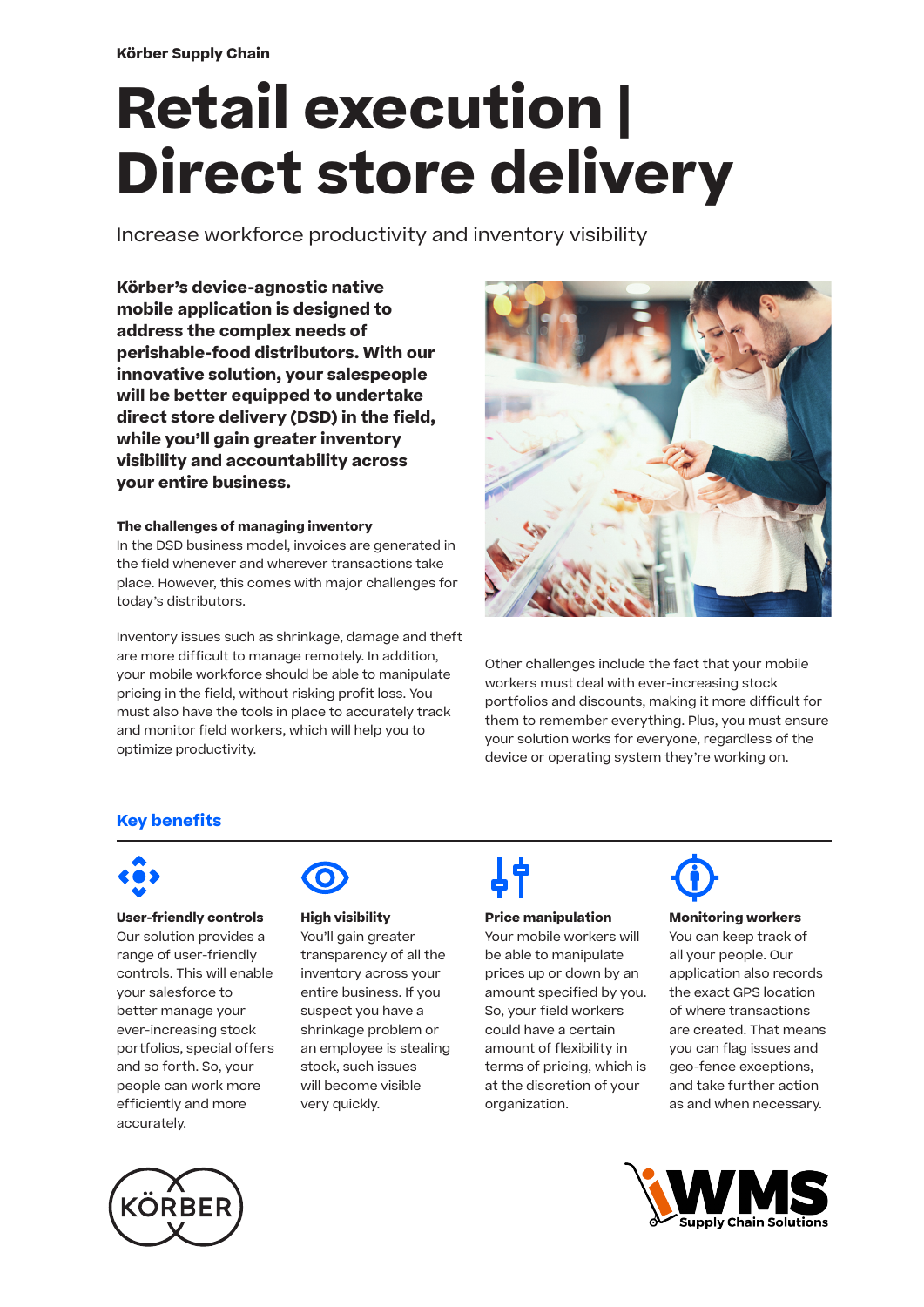Körber Supply Chain

# Retail execution | Direct store delivery

Increase workforce productivity and inventory visibility

**Körber's device-agnostic native mobile application is designed to address the complex needs of perishable-food distributors. With our innovative solution, your salespeople will be better equipped to undertake direct store delivery (DSD) in the field, while you'll gain greater inventory visibility and accountability across your entire business.**

### The challenges of managing inventory

In the DSD business model, invoices are generated in the field whenever and wherever transactions take place. However, this comes with major challenges for today's distributors.

Inventory issues such as shrinkage, damage and theft are more difficult to manage remotely. In addition, your mobile workforce should be able to manipulate pricing in the field, without risking profit loss. You must also have the tools in place to accurately track and monitor field workers, which will help you to optimize productivity.

Other challenges include the fact that your mobile workers must deal with ever-increasing stock portfolios and discounts, making it more difficult for them to remember everything. Plus, you must ensure your solution works for everyone, regardless of the device or operating system they're working on.

## Key benefits

### User-friendly controls

Our solution provides a range of user-friendly controls. This will enable your salesforce to better manage your ever-increasing stock portfolios, special offers and so forth. So, your people can work more efficiently and more accurately.

### High visibility

You'll gain greater transparency of all the inventory across your entire business. If you suspect you have a shrinkage problem or an employee is stealing stock, such issues will become visible very quickly.

### Price manipulation

Your mobile workers will be able to manipulate prices up or down by an amount specified by you. So, your field workers could have a certain amount of flexibility in terms of pricing, which is at the discretion of your organization.

### Monitoring workers

You can keep track of all your people. Our application also records the exact GPS location of where transactions are created. That means you can flag issues and geo-fence exceptions, and take further action as and when necessary.

KÖRBER

iWMS Supply Chain Solutions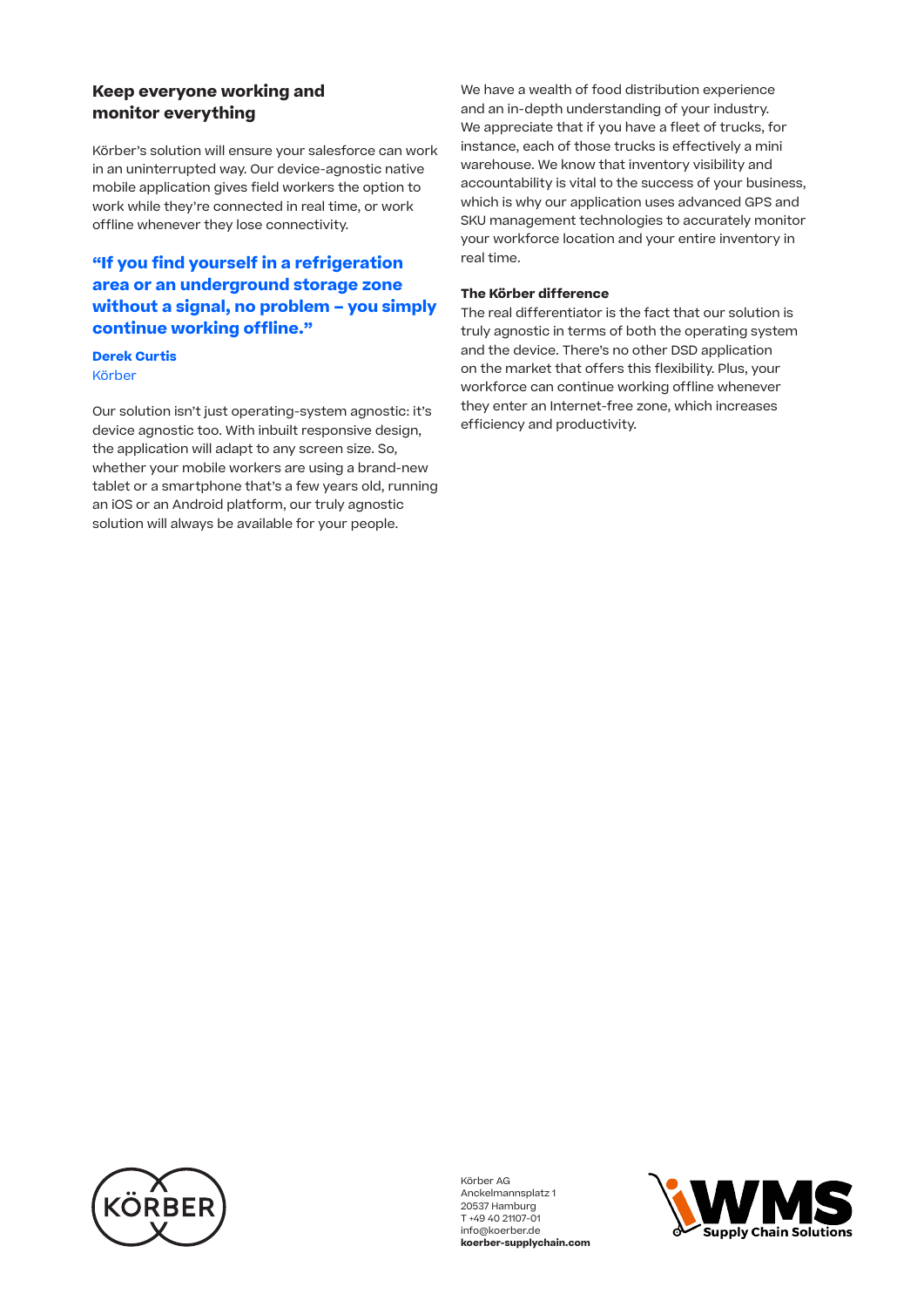## Keep everyone working and monitor everything

Körber's solution will ensure your salesforce can work in an uninterrupted way. Our device-agnostic native mobile application gives field workers the option to work while they're connected in real time, or work offline whenever they lose connectivity.

**"If you find yourself in a refrigeration area or an underground storage zone without a signal, no problem – you simply continue working offline."**

**Derek Curtis**
Körber

Our solution isn't just operating-system agnostic: it's device agnostic too. With inbuilt responsive design, the application will adapt to any screen size. So, whether your mobile workers are using a brand-new tablet or a smartphone that's a few years old, running an iOS or an Android platform, our truly agnostic solution will always be available for your people.

We have a wealth of food distribution experience and an in-depth understanding of your industry. We appreciate that if you have a fleet of trucks, for instance, each of those trucks is effectively a mini warehouse. We know that inventory visibility and accountability is vital to the success of your business, which is why our application uses advanced GPS and SKU management technologies to accurately monitor your workforce location and your entire inventory in real time.

### The Körber difference

The real differentiator is the fact that our solution is truly agnostic in terms of both the operating system and the device. There's no other DSD application on the market that offers this flexibility. Plus, your workforce can continue working offline whenever they enter an Internet-free zone, which increases efficiency and productivity.

KÖRBER

Körber AG
Anckelmannsplatz 1
20537 Hamburg
T +49 40 21107-01
info@koerber.de
**koerber-supplychain.com**

iWMS Supply Chain Solutions